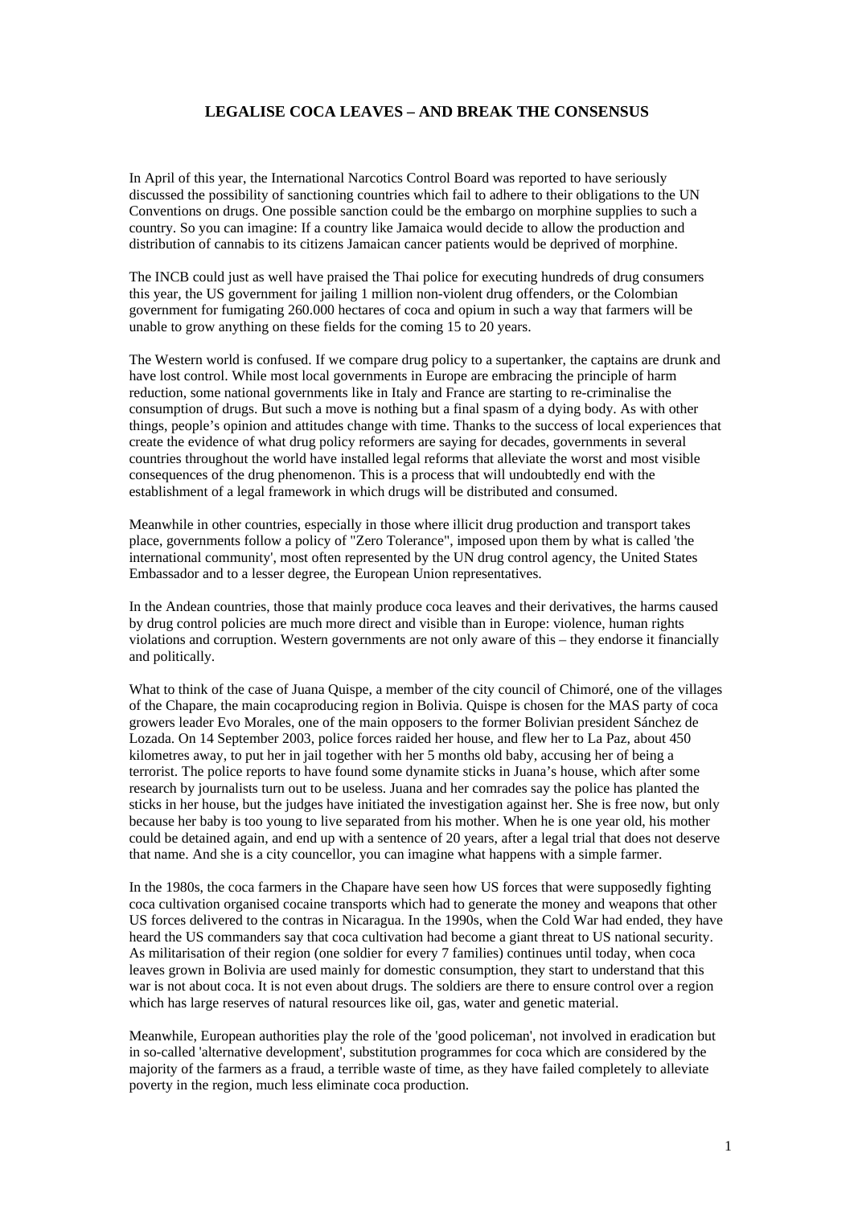# LEGALISE COCA LEAVES – AND BREAK THE CONSENSUS

In April of this year, the International Narcotics Control Board was reported to have seriously discussed the possibility of sanctioning countries which fail to adhere to their obligations to the UN Conventions on drugs. One possible sanction could be the embargo on morphine supplies to such a country. So you can imagine: If a country like Jamaica would decide to allow the production and distribution of cannabis to its citizens Jamaican cancer patients would be deprived of morphine.

The INCB could just as well have praised the Thai police for executing hundreds of drug consumers this year, the US government for jailing 1 million non-violent drug offenders, or the Colombian government for fumigating 260.000 hectares of coca and opium in such a way that farmers will be unable to grow anything on these fields for the coming 15 to 20 years.

The Western world is confused. If we compare drug policy to a supertanker, the captains are drunk and have lost control. While most local governments in Europe are embracing the principle of harm reduction, some national governments like in Italy and France are starting to re-criminalise the consumption of drugs. But such a move is nothing but a final spasm of a dying body. As with other things, people's opinion and attitudes change with time. Thanks to the success of local experiences that create the evidence of what drug policy reformers are saying for decades, governments in several countries throughout the world have installed legal reforms that alleviate the worst and most visible consequences of the drug phenomenon. This is a process that will undoubtedly end with the establishment of a legal framework in which drugs will be distributed and consumed.

Meanwhile in other countries, especially in those where illicit drug production and transport takes place, governments follow a policy of "Zero Tolerance", imposed upon them by what is called 'the international community', most often represented by the UN drug control agency, the United States Embassador and to a lesser degree, the European Union representatives.

In the Andean countries, those that mainly produce coca leaves and their derivatives, the harms caused by drug control policies are much more direct and visible than in Europe: violence, human rights violations and corruption. Western governments are not only aware of this – they endorse it financially and politically.

What to think of the case of Juana Quispe, a member of the city council of Chimoré, one of the villages of the Chapare, the main cocaproducing region in Bolivia. Quispe is chosen for the MAS party of coca growers leader Evo Morales, one of the main opposers to the former Bolivian president Sánchez de Lozada. On 14 September 2003, police forces raided her house, and flew her to La Paz, about 450 kilometres away, to put her in jail together with her 5 months old baby, accusing her of being a terrorist. The police reports to have found some dynamite sticks in Juana's house, which after some research by journalists turn out to be useless. Juana and her comrades say the police has planted the sticks in her house, but the judges have initiated the investigation against her. She is free now, but only because her baby is too young to live separated from his mother. When he is one year old, his mother could be detained again, and end up with a sentence of 20 years, after a legal trial that does not deserve that name. And she is a city councellor, you can imagine what happens with a simple farmer.

In the 1980s, the coca farmers in the Chapare have seen how US forces that were supposedly fighting coca cultivation organised cocaine transports which had to generate the money and weapons that other US forces delivered to the contras in Nicaragua. In the 1990s, when the Cold War had ended, they have heard the US commanders say that coca cultivation had become a giant threat to US national security. As militarisation of their region (one soldier for every 7 families) continues until today, when coca leaves grown in Bolivia are used mainly for domestic consumption, they start to understand that this war is not about coca. It is not even about drugs. The soldiers are there to ensure control over a region which has large reserves of natural resources like oil, gas, water and genetic material.

Meanwhile, European authorities play the role of the 'good policeman', not involved in eradication but in so-called 'alternative development', substitution programmes for coca which are considered by the majority of the farmers as a fraud, a terrible waste of time, as they have failed completely to alleviate poverty in the region, much less eliminate coca production.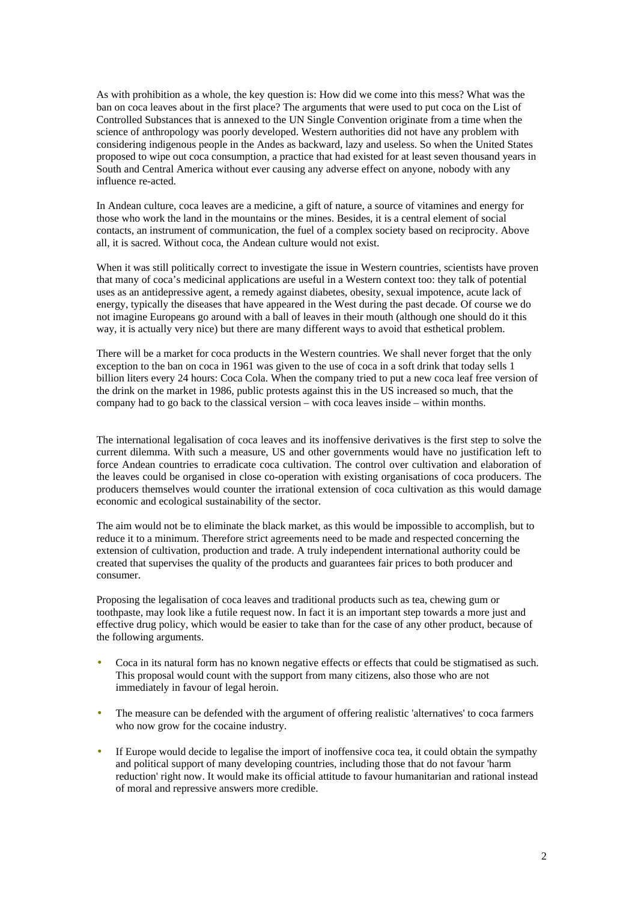As with prohibition as a whole, the key question is: How did we come into this mess? What was the ban on coca leaves about in the first place? The arguments that were used to put coca on the List of Controlled Substances that is annexed to the UN Single Convention originate from a time when the science of anthropology was poorly developed. Western authorities did not have any problem with considering indigenous people in the Andes as backward, lazy and useless. So when the United States proposed to wipe out coca consumption, a practice that had existed for at least seven thousand years in South and Central America without ever causing any adverse effect on anyone, nobody with any influence re-acted.

In Andean culture, coca leaves are a medicine, a gift of nature, a source of vitamines and energy for those who work the land in the mountains or the mines. Besides, it is a central element of social contacts, an instrument of communication, the fuel of a complex society based on reciprocity. Above all, it is sacred. Without coca, the Andean culture would not exist.

When it was still politically correct to investigate the issue in Western countries, scientists have proven that many of coca's medicinal applications are useful in a Western context too: they talk of potential uses as an antidepressive agent, a remedy against diabetes, obesity, sexual impotence, acute lack of energy, typically the diseases that have appeared in the West during the past decade. Of course we do not imagine Europeans go around with a ball of leaves in their mouth (although one should do it this way, it is actually very nice) but there are many different ways to avoid that esthetical problem.

There will be a market for coca products in the Western countries. We shall never forget that the only exception to the ban on coca in 1961 was given to the use of coca in a soft drink that today sells 1 billion liters every 24 hours: Coca Cola. When the company tried to put a new coca leaf free version of the drink on the market in 1986, public protests against this in the US increased so much, that the company had to go back to the classical version – with coca leaves inside – within months.

The international legalisation of coca leaves and its inoffensive derivatives is the first step to solve the current dilemma. With such a measure, US and other governments would have no justification left to force Andean countries to erradicate coca cultivation. The control over cultivation and elaboration of the leaves could be organised in close co-operation with existing organisations of coca producers. The producers themselves would counter the irrational extension of coca cultivation as this would damage economic and ecological sustainability of the sector.

The aim would not be to eliminate the black market, as this would be impossible to accomplish, but to reduce it to a minimum. Therefore strict agreements need to be made and respected concerning the extension of cultivation, production and trade. A truly independent international authority could be created that supervises the quality of the products and guarantees fair prices to both producer and consumer.

Proposing the legalisation of coca leaves and traditional products such as tea, chewing gum or toothpaste, may look like a futile request now. In fact it is an important step towards a more just and effective drug policy, which would be easier to take than for the case of any other product, because of the following arguments.

- Coca in its natural form has no known negative effects or effects that could be stigmatised as such. This proposal would count with the support from many citizens, also those who are not immediately in favour of legal heroin.
- The measure can be defended with the argument of offering realistic 'alternatives' to coca farmers who now grow for the cocaine industry.
- If Europe would decide to legalise the import of inoffensive coca tea, it could obtain the sympathy and political support of many developing countries, including those that do not favour 'harm reduction' right now. It would make its official attitude to favour humanitarian and rational instead of moral and repressive answers more credible.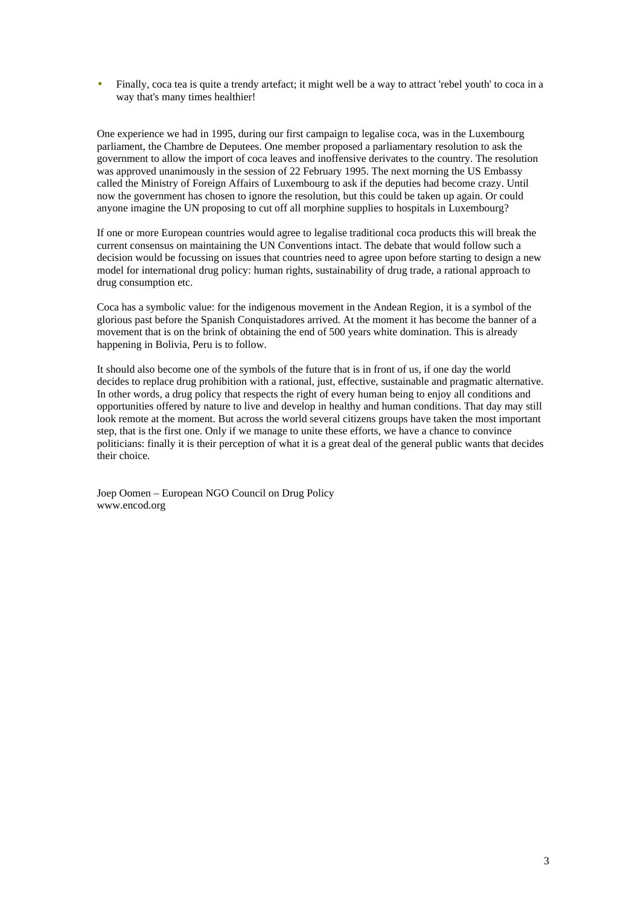- Finally, coca tea is quite a trendy artefact; it might well be a way to attract 'rebel youth' to coca in a way that's many times healthier!

One experience we had in 1995, during our first campaign to legalise coca, was in the Luxembourg parliament, the Chambre de Deputees. One member proposed a parliamentary resolution to ask the government to allow the import of coca leaves and inoffensive derivates to the country. The resolution was approved unanimously in the session of 22 February 1995. The next morning the US Embassy called the Ministry of Foreign Affairs of Luxembourg to ask if the deputies had become crazy. Until now the government has chosen to ignore the resolution, but this could be taken up again. Or could anyone imagine the UN proposing to cut off all morphine supplies to hospitals in Luxembourg?

If one or more European countries would agree to legalise traditional coca products this will break the current consensus on maintaining the UN Conventions intact. The debate that would follow such a decision would be focussing on issues that countries need to agree upon before starting to design a new model for international drug policy: human rights, sustainability of drug trade, a rational approach to drug consumption etc.

Coca has a symbolic value: for the indigenous movement in the Andean Region, it is a symbol of the glorious past before the Spanish Conquistadores arrived. At the moment it has become the banner of a movement that is on the brink of obtaining the end of 500 years white domination. This is already happening in Bolivia, Peru is to follow.

It should also become one of the symbols of the future that is in front of us, if one day the world decides to replace drug prohibition with a rational, just, effective, sustainable and pragmatic alternative. In other words, a drug policy that respects the right of every human being to enjoy all conditions and opportunities offered by nature to live and develop in healthy and human conditions. That day may still look remote at the moment. But across the world several citizens groups have taken the most important step, that is the first one. Only if we manage to unite these efforts, we have a chance to convince politicians: finally it is their perception of what it is a great deal of the general public wants that decides their choice.

Joep Oomen – European NGO Council on Drug Policy
www.encod.org